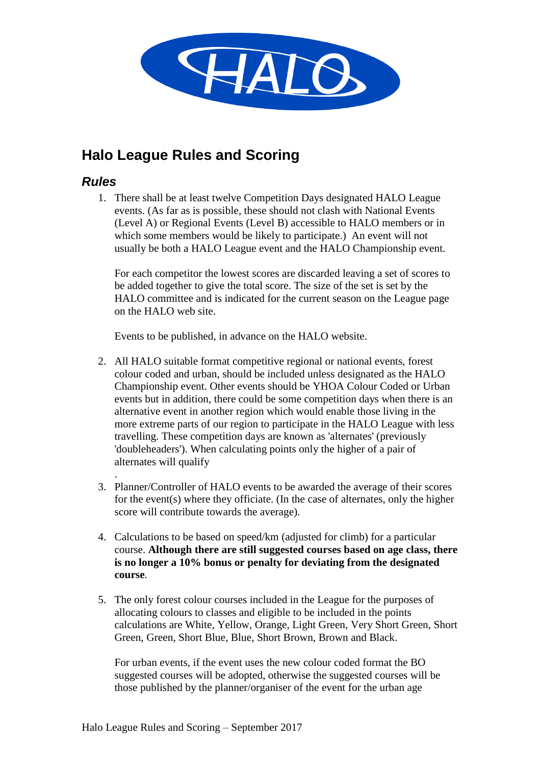# Halo League Rules and Scoring

## *Rules*

1. There shall be at least twelve Competition Days designated HALO League events. (As far as is possible, these should not clash with National Events (Level A) or Regional Events (Level B) accessible to HALO members or in which some members would be likely to participate.) An event will not usually be both a HALO League event and the HALO Championship event.

   For each competitor the lowest scores are discarded leaving a set of scores to be added together to give the total score. The size of the set is set by the HALO committee and is indicated for the current season on the League page on the HALO web site.

   Events to be published, in advance on the HALO website.

2. All HALO suitable format competitive regional or national events, forest colour coded and urban, should be included unless designated as the HALO Championship event. Other events should be YHOA Colour Coded or Urban events but in addition, there could be some competition days when there is an alternative event in another region which would enable those living in the more extreme parts of our region to participate in the HALO League with less travelling. These competition days are known as 'alternates' (previously 'doubleheaders'). When calculating points only the higher of a pair of alternates will qualify

   .

3. Planner/Controller of HALO events to be awarded the average of their scores for the event(s) where they officiate. (In the case of alternates, only the higher score will contribute towards the average).

4. Calculations to be based on speed/km (adjusted for climb) for a particular course. **Although there are still suggested courses based on age class, there is no longer a 10% bonus or penalty for deviating from the designated course**.

5. The only forest colour courses included in the League for the purposes of allocating colours to classes and eligible to be included in the points calculations are White, Yellow, Orange, Light Green, Very Short Green, Short Green, Green, Short Blue, Blue, Short Brown, Brown and Black.

   For urban events, if the event uses the new colour coded format the BO suggested courses will be adopted, otherwise the suggested courses will be those published by the planner/organiser of the event for the urban age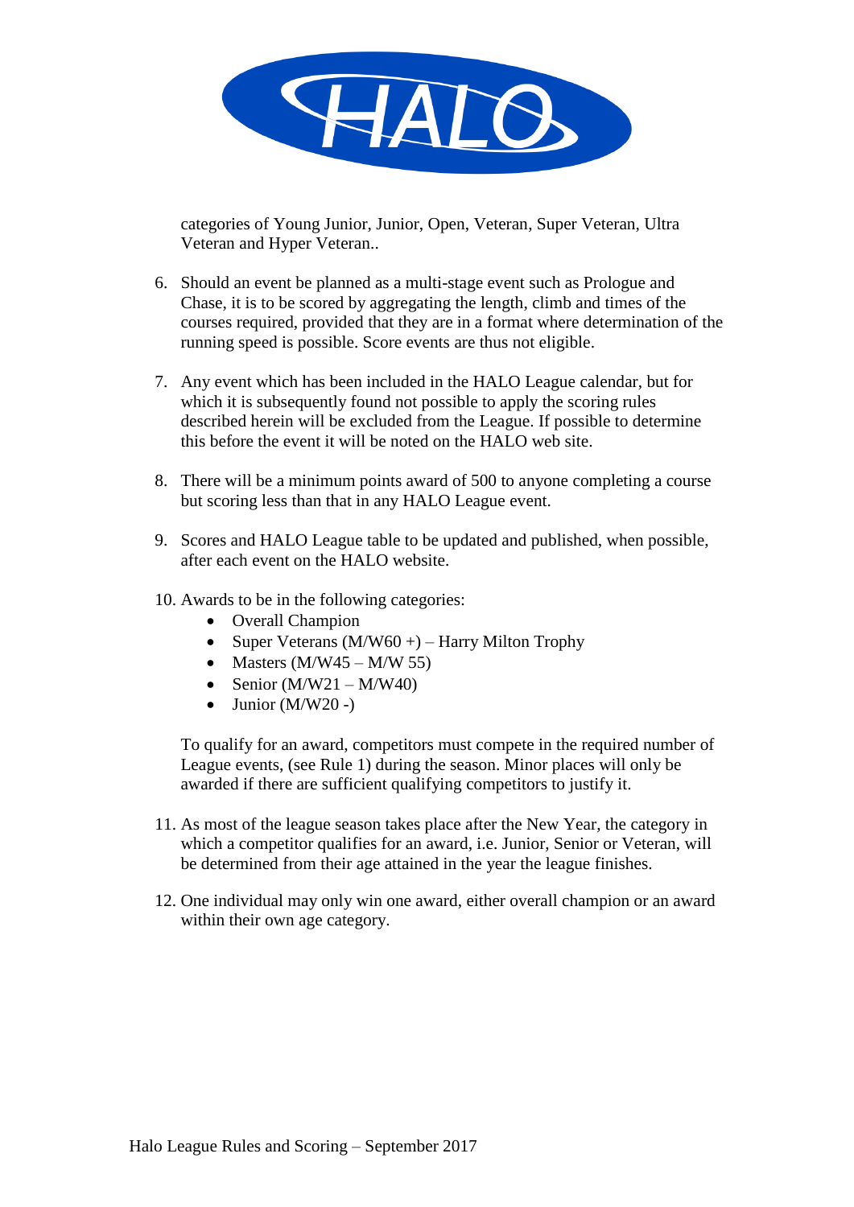categories of Young Junior, Junior, Open, Veteran, Super Veteran, Ultra Veteran and Hyper Veteran..

6. Should an event be planned as a multi-stage event such as Prologue and Chase, it is to be scored by aggregating the length, climb and times of the courses required, provided that they are in a format where determination of the running speed is possible. Score events are thus not eligible.

7. Any event which has been included in the HALO League calendar, but for which it is subsequently found not possible to apply the scoring rules described herein will be excluded from the League. If possible to determine this before the event it will be noted on the HALO web site.

8. There will be a minimum points award of 500 to anyone completing a course but scoring less than that in any HALO League event.

9. Scores and HALO League table to be updated and published, when possible, after each event on the HALO website.

10. Awards to be in the following categories:
    - Overall Champion
    - Super Veterans (M/W60 +) – Harry Milton Trophy
    - Masters (M/W45 – M/W 55)
    - Senior (M/W21 – M/W40)
    - Junior (M/W20 -)

    To qualify for an award, competitors must compete in the required number of League events, (see Rule 1) during the season. Minor places will only be awarded if there are sufficient qualifying competitors to justify it.

11. As most of the league season takes place after the New Year, the category in which a competitor qualifies for an award, i.e. Junior, Senior or Veteran, will be determined from their age attained in the year the league finishes.

12. One individual may only win one award, either overall champion or an award within their own age category.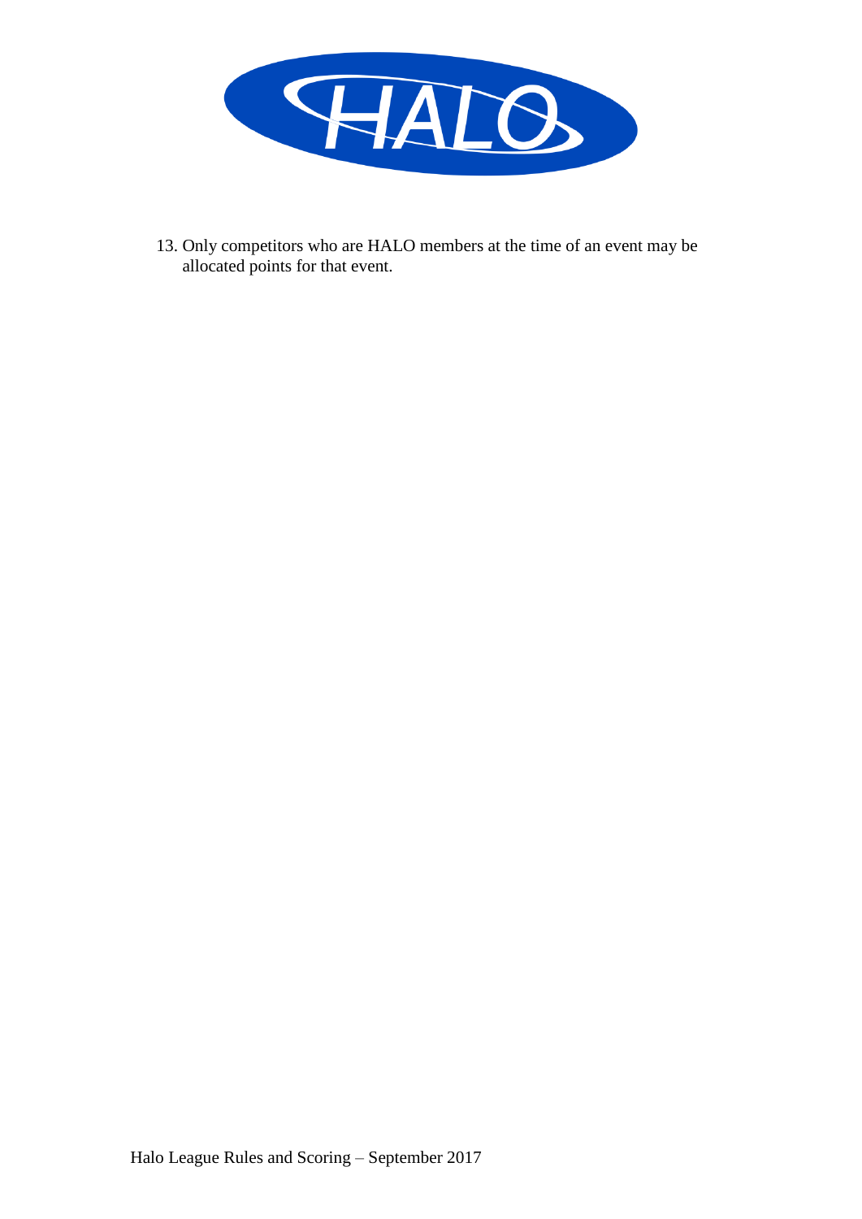13. Only competitors who are HALO members at the time of an event may be allocated points for that event.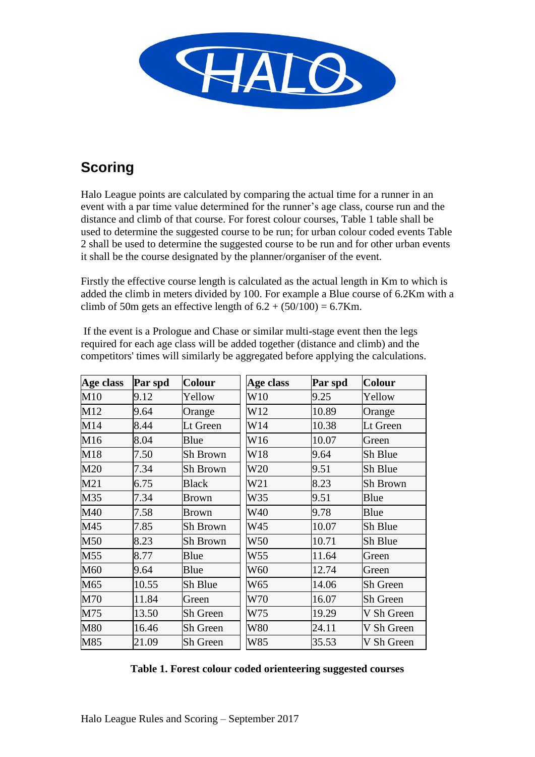## Scoring

Halo League points are calculated by comparing the actual time for a runner in an event with a par time value determined for the runner's age class, course run and the distance and climb of that course. For forest colour courses, Table 1 table shall be used to determine the suggested course to be run; for urban colour coded events Table 2 shall be used to determine the suggested course to be run and for other urban events it shall be the course designated by the planner/organiser of the event.

Firstly the effective course length is calculated as the actual length in Km to which is added the climb in meters divided by 100. For example a Blue course of 6.2Km with a climb of 50m gets an effective length of 6.2 + (50/100) = 6.7Km.

If the event is a Prologue and Chase or similar multi-stage event then the legs required for each age class will be added together (distance and climb) and the competitors' times will similarly be aggregated before applying the calculations.

| Age class | Par spd | Colour | Age class | Par spd | Colour |
|---|---|---|---|---|---|
| M10 | 9.12 | Yellow | W10 | 9.25 | Yellow |
| M12 | 9.64 | Orange | W12 | 10.89 | Orange |
| M14 | 8.44 | Lt Green | W14 | 10.38 | Lt Green |
| M16 | 8.04 | Blue | W16 | 10.07 | Green |
| M18 | 7.50 | Sh Brown | W18 | 9.64 | Sh Blue |
| M20 | 7.34 | Sh Brown | W20 | 9.51 | Sh Blue |
| M21 | 6.75 | Black | W21 | 8.23 | Sh Brown |
| M35 | 7.34 | Brown | W35 | 9.51 | Blue |
| M40 | 7.58 | Brown | W40 | 9.78 | Blue |
| M45 | 7.85 | Sh Brown | W45 | 10.07 | Sh Blue |
| M50 | 8.23 | Sh Brown | W50 | 10.71 | Sh Blue |
| M55 | 8.77 | Blue | W55 | 11.64 | Green |
| M60 | 9.64 | Blue | W60 | 12.74 | Green |
| M65 | 10.55 | Sh Blue | W65 | 14.06 | Sh Green |
| M70 | 11.84 | Green | W70 | 16.07 | Sh Green |
| M75 | 13.50 | Sh Green | W75 | 19.29 | V Sh Green |
| M80 | 16.46 | Sh Green | W80 | 24.11 | V Sh Green |
| M85 | 21.09 | Sh Green | W85 | 35.53 | V Sh Green |

**Table 1. Forest colour coded orienteering suggested courses**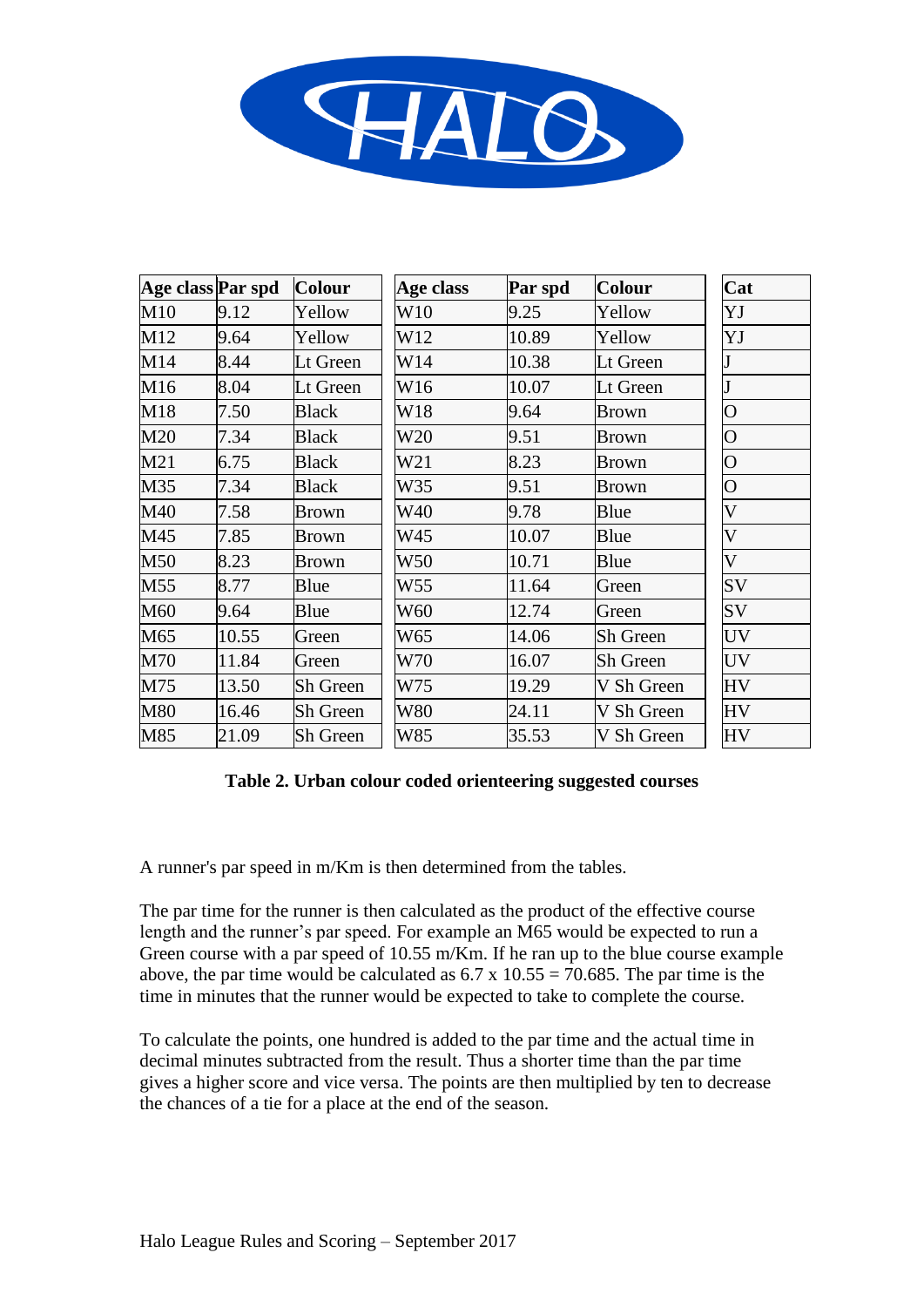| Age class | Par spd | Colour | Age class | Par spd | Colour | Cat |
|---|---|---|---|---|---|---|
| M10 | 9.12 | Yellow | W10 | 9.25 | Yellow | YJ |
| M12 | 9.64 | Yellow | W12 | 10.89 | Yellow | YJ |
| M14 | 8.44 | Lt Green | W14 | 10.38 | Lt Green | J |
| M16 | 8.04 | Lt Green | W16 | 10.07 | Lt Green | J |
| M18 | 7.50 | Black | W18 | 9.64 | Brown | O |
| M20 | 7.34 | Black | W20 | 9.51 | Brown | O |
| M21 | 6.75 | Black | W21 | 8.23 | Brown | O |
| M35 | 7.34 | Black | W35 | 9.51 | Brown | O |
| M40 | 7.58 | Brown | W40 | 9.78 | Blue | V |
| M45 | 7.85 | Brown | W45 | 10.07 | Blue | V |
| M50 | 8.23 | Brown | W50 | 10.71 | Blue | V |
| M55 | 8.77 | Blue | W55 | 11.64 | Green | SV |
| M60 | 9.64 | Blue | W60 | 12.74 | Green | SV |
| M65 | 10.55 | Green | W65 | 14.06 | Sh Green | UV |
| M70 | 11.84 | Green | W70 | 16.07 | Sh Green | UV |
| M75 | 13.50 | Sh Green | W75 | 19.29 | V Sh Green | HV |
| M80 | 16.46 | Sh Green | W80 | 24.11 | V Sh Green | HV |
| M85 | 21.09 | Sh Green | W85 | 35.53 | V Sh Green | HV |

**Table 2. Urban colour coded orienteering suggested courses**

A runner's par speed in m/Km is then determined from the tables.

The par time for the runner is then calculated as the product of the effective course length and the runner's par speed. For example an M65 would be expected to run a Green course with a par speed of 10.55 m/Km. If he ran up to the blue course example above, the par time would be calculated as $6.7 \times 10.55 = 70.685$. The par time is the time in minutes that the runner would be expected to take to complete the course.

To calculate the points, one hundred is added to the par time and the actual time in decimal minutes subtracted from the result. Thus a shorter time than the par time gives a higher score and vice versa. The points are then multiplied by ten to decrease the chances of a tie for a place at the end of the season.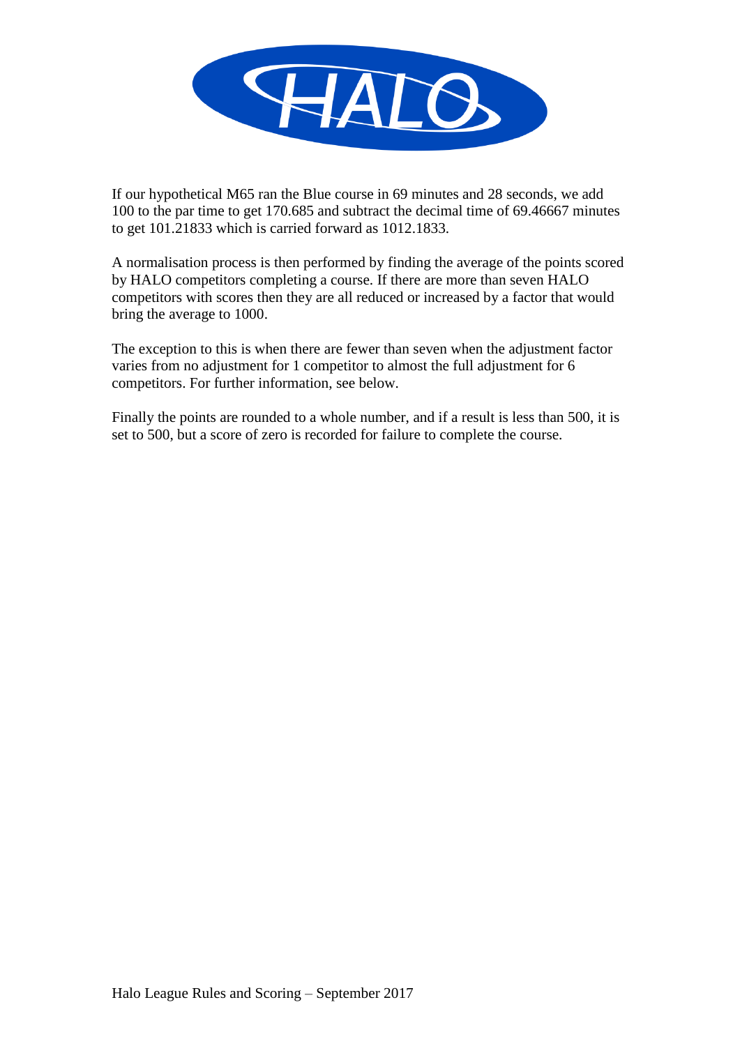If our hypothetical M65 ran the Blue course in 69 minutes and 28 seconds, we add 100 to the par time to get 170.685 and subtract the decimal time of 69.46667 minutes to get 101.21833 which is carried forward as 1012.1833.

A normalisation process is then performed by finding the average of the points scored by HALO competitors completing a course. If there are more than seven HALO competitors with scores then they are all reduced or increased by a factor that would bring the average to 1000.

The exception to this is when there are fewer than seven when the adjustment factor varies from no adjustment for 1 competitor to almost the full adjustment for 6 competitors. For further information, see below.

Finally the points are rounded to a whole number, and if a result is less than 500, it is set to 500, but a score of zero is recorded for failure to complete the course.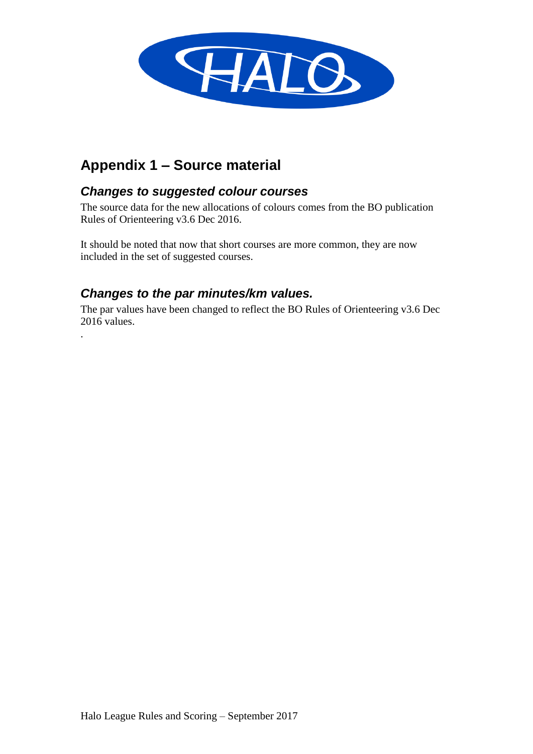# Appendix 1 – Source material

## *Changes to suggested colour courses*

The source data for the new allocations of colours comes from the BO publication Rules of Orienteering v3.6 Dec 2016.

It should be noted that now that short courses are more common, they are now included in the set of suggested courses.

## *Changes to the par minutes/km values.*

The par values have been changed to reflect the BO Rules of Orienteering v3.6 Dec 2016 values.

.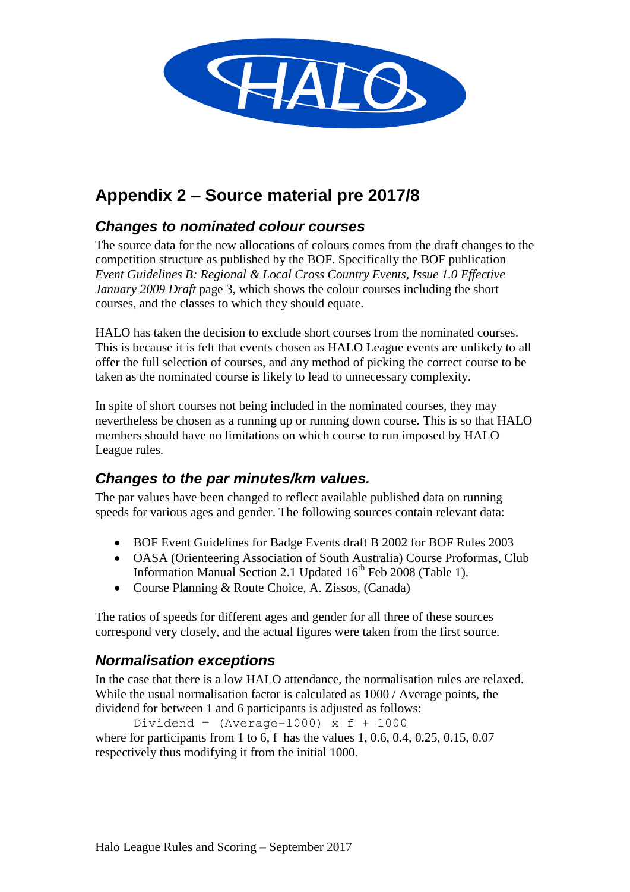# Appendix 2 – Source material pre 2017/8

## *Changes to nominated colour courses*

The source data for the new allocations of colours comes from the draft changes to the competition structure as published by the BOF. Specifically the BOF publication *Event Guidelines B: Regional & Local Cross Country Events, Issue 1.0 Effective January 2009 Draft* page 3, which shows the colour courses including the short courses, and the classes to which they should equate.

HALO has taken the decision to exclude short courses from the nominated courses. This is because it is felt that events chosen as HALO League events are unlikely to all offer the full selection of courses, and any method of picking the correct course to be taken as the nominated course is likely to lead to unnecessary complexity.

In spite of short courses not being included in the nominated courses, they may nevertheless be chosen as a running up or running down course. This is so that HALO members should have no limitations on which course to run imposed by HALO League rules.

## *Changes to the par minutes/km values.*

The par values have been changed to reflect available published data on running speeds for various ages and gender. The following sources contain relevant data:

- BOF Event Guidelines for Badge Events draft B 2002 for BOF Rules 2003
- OASA (Orienteering Association of South Australia) Course Proformas, Club Information Manual Section 2.1 Updated 16th Feb 2008 (Table 1).
- Course Planning & Route Choice, A. Zissos, (Canada)

The ratios of speeds for different ages and gender for all three of these sources correspond very closely, and the actual figures were taken from the first source.

## *Normalisation exceptions*

In the case that there is a low HALO attendance, the normalisation rules are relaxed. While the usual normalisation factor is calculated as 1000 / Average points, the dividend for between 1 and 6 participants is adjusted as follows:

```
Dividend = (Average-1000) x f + 1000
```

where for participants from 1 to 6, f has the values 1, 0.6, 0.4, 0.25, 0.15, 0.07 respectively thus modifying it from the initial 1000.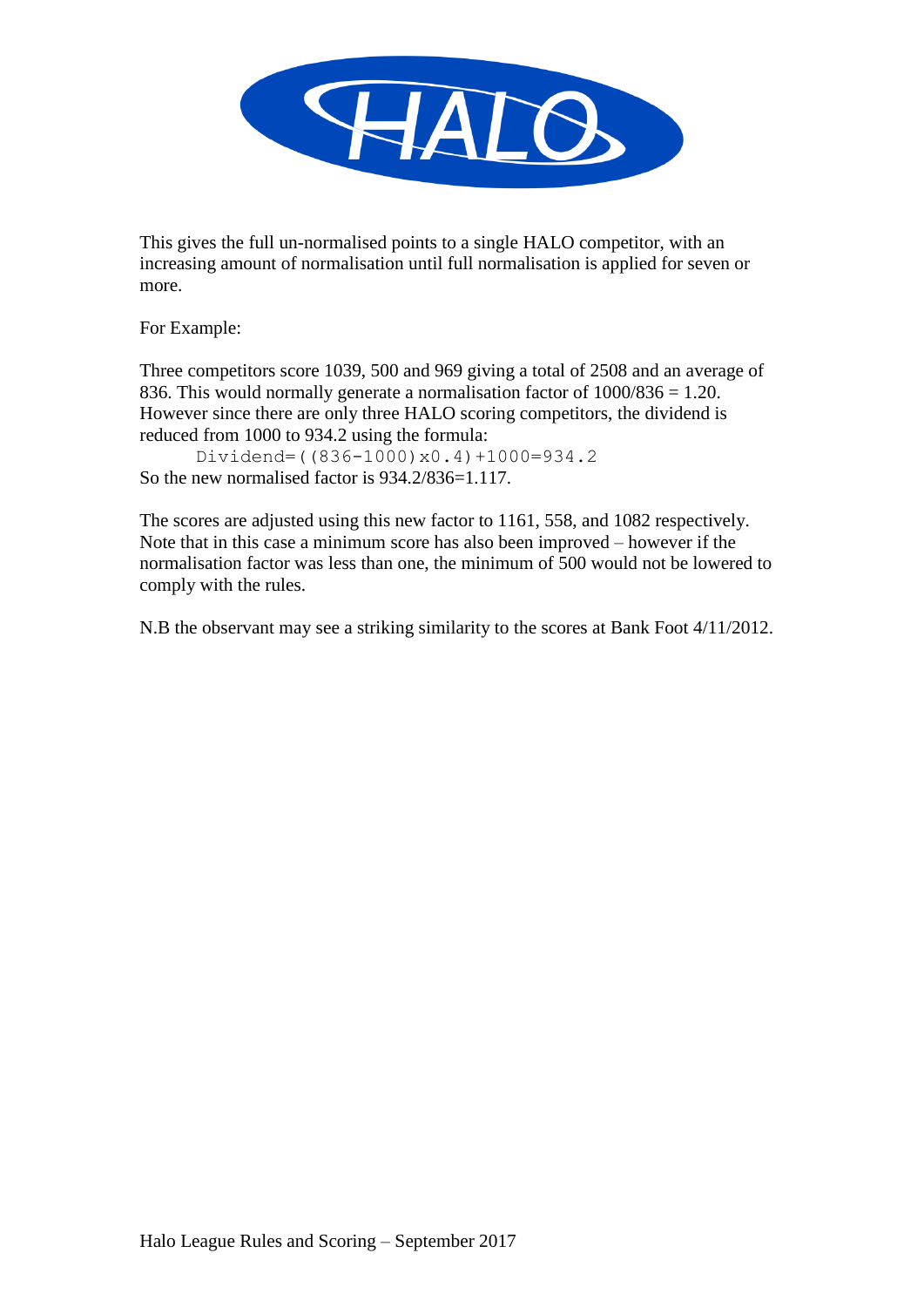This gives the full un-normalised points to a single HALO competitor, with an increasing amount of normalisation until full normalisation is applied for seven or more.

For Example:

Three competitors score 1039, 500 and 969 giving a total of 2508 and an average of 836. This would normally generate a normalisation factor of 1000/836 = 1.20. However since there are only three HALO scoring competitors, the dividend is reduced from 1000 to 934.2 using the formula:

```
Dividend=((836-1000)x0.4)+1000=934.2
```

So the new normalised factor is 934.2/836=1.117.

The scores are adjusted using this new factor to 1161, 558, and 1082 respectively. Note that in this case a minimum score has also been improved – however if the normalisation factor was less than one, the minimum of 500 would not be lowered to comply with the rules.

N.B the observant may see a striking similarity to the scores at Bank Foot 4/11/2012.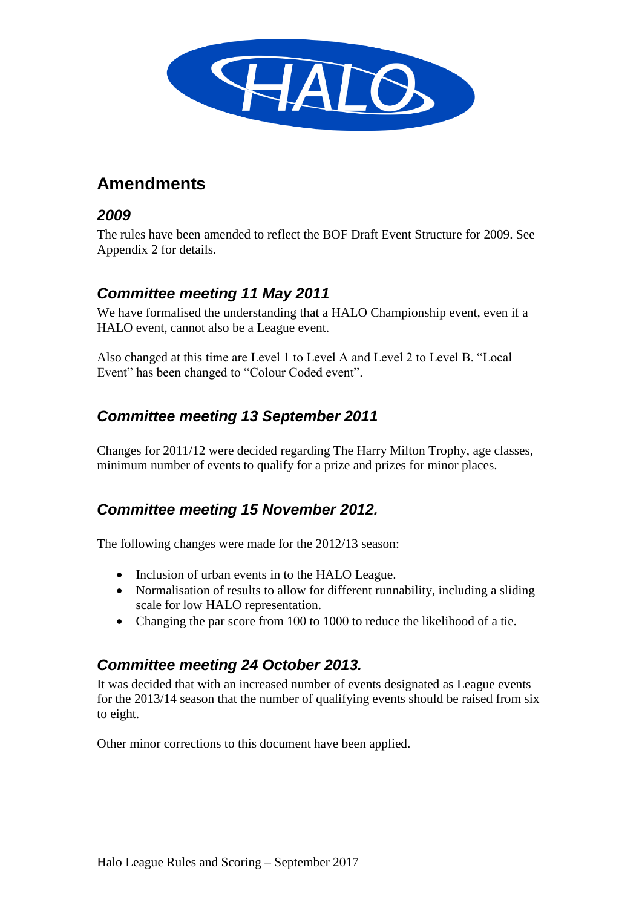## Amendments

### *2009*

The rules have been amended to reflect the BOF Draft Event Structure for 2009. See Appendix 2 for details.

### *Committee meeting 11 May 2011*

We have formalised the understanding that a HALO Championship event, even if a HALO event, cannot also be a League event.

Also changed at this time are Level 1 to Level A and Level 2 to Level B. “Local Event” has been changed to “Colour Coded event”.

### *Committee meeting 13 September 2011*

Changes for 2011/12 were decided regarding The Harry Milton Trophy, age classes, minimum number of events to qualify for a prize and prizes for minor places.

### *Committee meeting 15 November 2012.*

The following changes were made for the 2012/13 season:

- Inclusion of urban events in to the HALO League.
- Normalisation of results to allow for different runnability, including a sliding scale for low HALO representation.
- Changing the par score from 100 to 1000 to reduce the likelihood of a tie.

### *Committee meeting 24 October 2013.*

It was decided that with an increased number of events designated as League events for the 2013/14 season that the number of qualifying events should be raised from six to eight.

Other minor corrections to this document have been applied.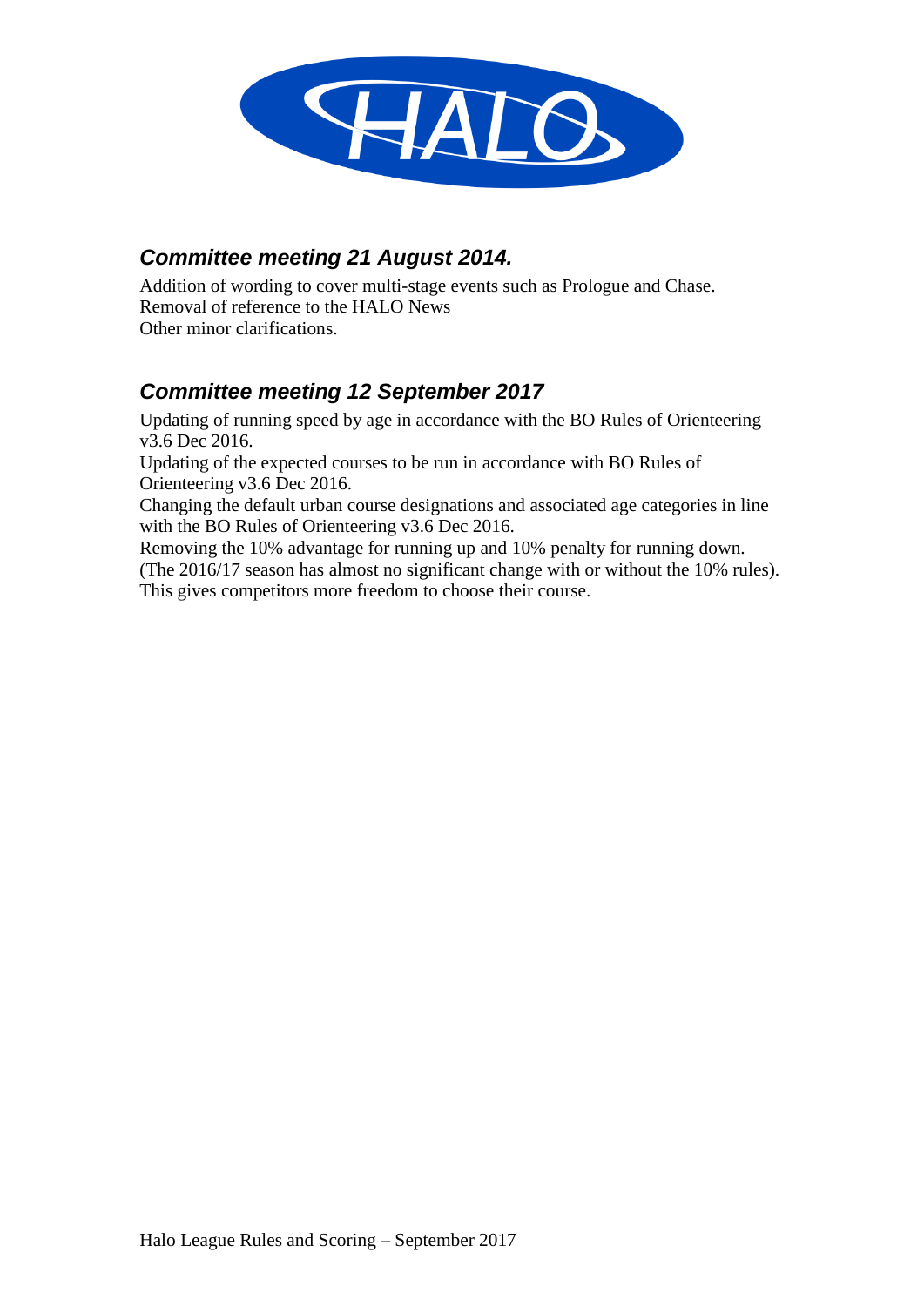## *Committee meeting 21 August 2014.*

Addition of wording to cover multi-stage events such as Prologue and Chase.
Removal of reference to the HALO News
Other minor clarifications.

## *Committee meeting 12 September 2017*

Updating of running speed by age in accordance with the BO Rules of Orienteering v3.6 Dec 2016.
Updating of the expected courses to be run in accordance with BO Rules of Orienteering v3.6 Dec 2016.
Changing the default urban course designations and associated age categories in line with the BO Rules of Orienteering v3.6 Dec 2016.
Removing the 10% advantage for running up and 10% penalty for running down. (The 2016/17 season has almost no significant change with or without the 10% rules). This gives competitors more freedom to choose their course.